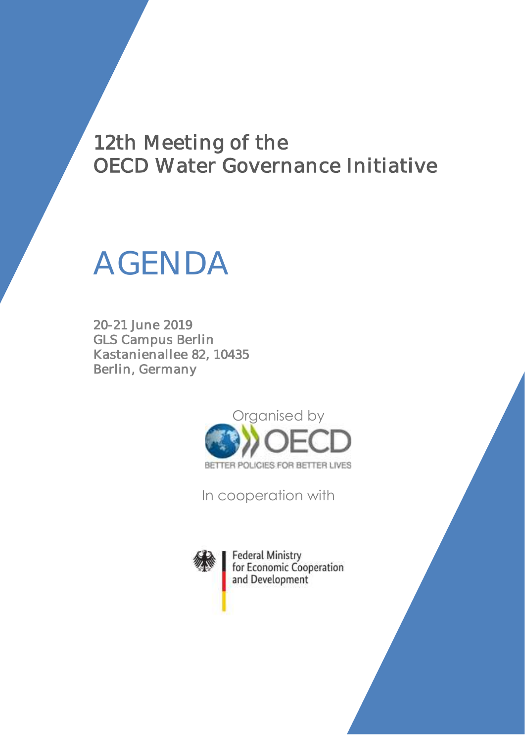# 12th Meeting of the OECD Water Governance Initiative

# AGENDA

20-21 June 2019
GLS Campus Berlin
Kastanienallee 82, 10435
Berlin, Germany

Organised by

OECD
BETTER POLICIES FOR BETTER LIVES

In cooperation with

Federal Ministry
for Economic Cooperation
and Development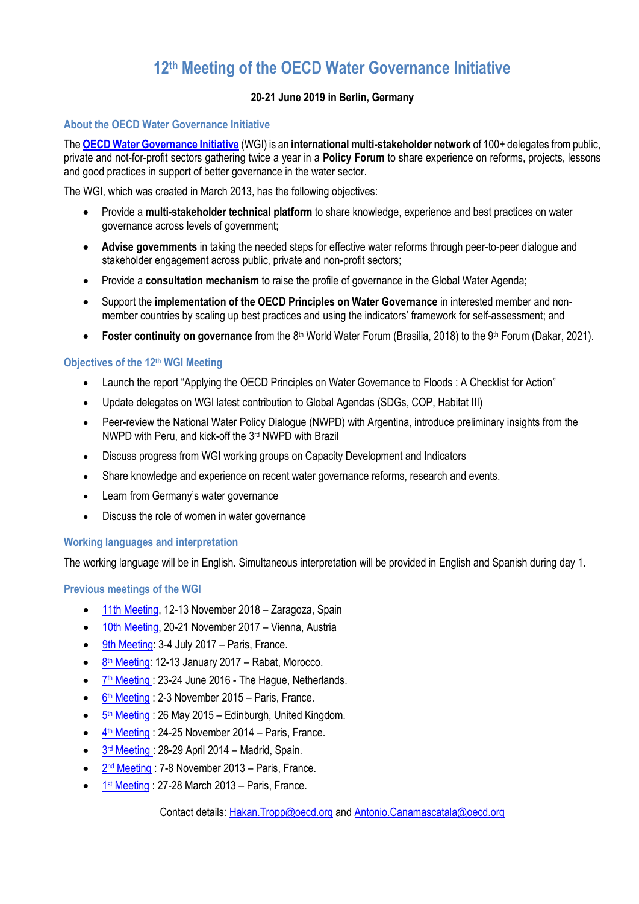# 12th Meeting of the OECD Water Governance Initiative

**20-21 June 2019 in Berlin, Germany**

### About the OECD Water Governance Initiative

The **OECD Water Governance Initiative** (WGI) is an **international multi-stakeholder network** of 100+ delegates from public, private and not-for-profit sectors gathering twice a year in a **Policy Forum** to share experience on reforms, projects, lessons and good practices in support of better governance in the water sector.

The WGI, which was created in March 2013, has the following objectives:

- Provide a **multi-stakeholder technical platform** to share knowledge, experience and best practices on water governance across levels of government;
- **Advise governments** in taking the needed steps for effective water reforms through peer-to-peer dialogue and stakeholder engagement across public, private and non-profit sectors;
- Provide a **consultation mechanism** to raise the profile of governance in the Global Water Agenda;
- Support the **implementation of the OECD Principles on Water Governance** in interested member and non-member countries by scaling up best practices and using the indicators' framework for self-assessment; and
- **Foster continuity on governance** from the 8th World Water Forum (Brasilia, 2018) to the 9th Forum (Dakar, 2021).

### Objectives of the 12th WGI Meeting

- Launch the report "Applying the OECD Principles on Water Governance to Floods : A Checklist for Action"
- Update delegates on WGI latest contribution to Global Agendas (SDGs, COP, Habitat III)
- Peer-review the National Water Policy Dialogue (NWPD) with Argentina, introduce preliminary insights from the NWPD with Peru, and kick-off the 3rd NWPD with Brazil
- Discuss progress from WGI working groups on Capacity Development and Indicators
- Share knowledge and experience on recent water governance reforms, research and events.
- Learn from Germany's water governance
- Discuss the role of women in water governance

### Working languages and interpretation

The working language will be in English. Simultaneous interpretation will be provided in English and Spanish during day 1.

### Previous meetings of the WGI

- 11th Meeting, 12-13 November 2018 – Zaragoza, Spain
- 10th Meeting, 20-21 November 2017 – Vienna, Austria
- 9th Meeting: 3-4 July 2017 – Paris, France.
- 8th Meeting: 12-13 January 2017 – Rabat, Morocco.
- 7th Meeting : 23-24 June 2016 - The Hague, Netherlands.
- 6th Meeting : 2-3 November 2015 – Paris, France.
- 5th Meeting : 26 May 2015 – Edinburgh, United Kingdom.
- 4th Meeting : 24-25 November 2014 – Paris, France.
- 3rd Meeting : 28-29 April 2014 – Madrid, Spain.
- 2nd Meeting : 7-8 November 2013 – Paris, France.
- 1st Meeting : 27-28 March 2013 – Paris, France.

Contact details: Hakan.Tropp@oecd.org and Antonio.Canamascatala@oecd.org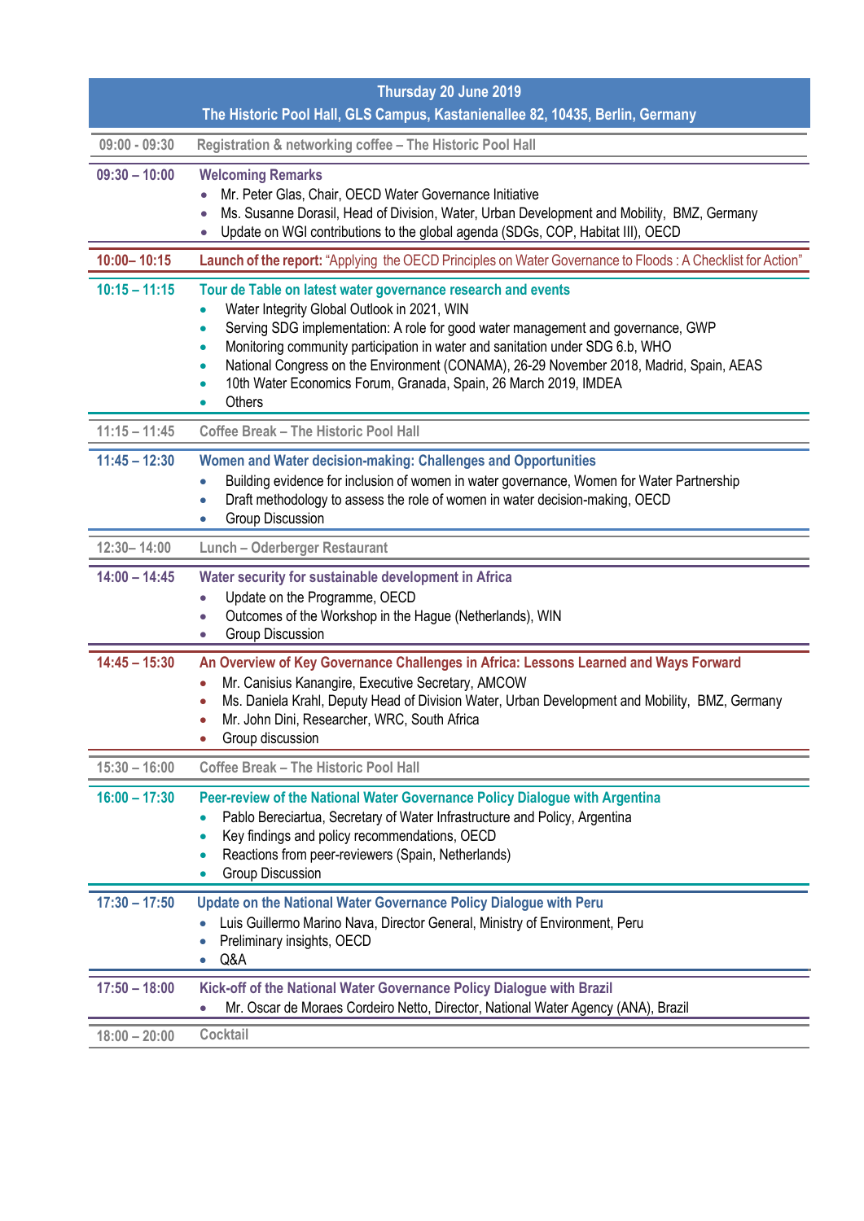| Thursday 20 June 2019<br>The Historic Pool Hall, GLS Campus, Kastanienallee 82, 10435, Berlin, Germany | |
|---|---|
| 09:00 - 09:30 | Registration & networking coffee – The Historic Pool Hall |
| 09:30 – 10:00 | **Welcoming Remarks**<br>• Mr. Peter Glas, Chair, OECD Water Governance Initiative<br>• Ms. Susanne Dorasil, Head of Division, Water, Urban Development and Mobility, BMZ, Germany<br>• Update on WGI contributions to the global agenda (SDGs, COP, Habitat III), OECD |
| 10:00– 10:15 | **Launch of the report:** "Applying the OECD Principles on Water Governance to Floods : A Checklist for Action" |
| 10:15 – 11:15 | **Tour de Table on latest water governance research and events**<br>• Water Integrity Global Outlook in 2021, WIN<br>• Serving SDG implementation: A role for good water management and governance, GWP<br>• Monitoring community participation in water and sanitation under SDG 6.b, WHO<br>• National Congress on the Environment (CONAMA), 26-29 November 2018, Madrid, Spain, AEAS<br>• 10th Water Economics Forum, Granada, Spain, 26 March 2019, IMDEA<br>• Others |
| 11:15 – 11:45 | Coffee Break – The Historic Pool Hall |
| 11:45 – 12:30 | **Women and Water decision-making: Challenges and Opportunities**<br>• Building evidence for inclusion of women in water governance, Women for Water Partnership<br>• Draft methodology to assess the role of women in water decision-making, OECD<br>• Group Discussion |
| 12:30– 14:00 | Lunch – Oderberger Restaurant |
| 14:00 – 14:45 | **Water security for sustainable development in Africa**<br>• Update on the Programme, OECD<br>• Outcomes of the Workshop in the Hague (Netherlands), WIN<br>• Group Discussion |
| 14:45 – 15:30 | **An Overview of Key Governance Challenges in Africa: Lessons Learned and Ways Forward**<br>• Mr. Canisius Kanangire, Executive Secretary, AMCOW<br>• Ms. Daniela Krahl, Deputy Head of Division Water, Urban Development and Mobility, BMZ, Germany<br>• Mr. John Dini, Researcher, WRC, South Africa<br>• Group discussion |
| 15:30 – 16:00 | Coffee Break – The Historic Pool Hall |
| 16:00 – 17:30 | **Peer-review of the National Water Governance Policy Dialogue with Argentina**<br>• Pablo Bereciartua, Secretary of Water Infrastructure and Policy, Argentina<br>• Key findings and policy recommendations, OECD<br>• Reactions from peer-reviewers (Spain, Netherlands)<br>• Group Discussion |
| 17:30 – 17:50 | **Update on the National Water Governance Policy Dialogue with Peru**<br>• Luis Guillermo Marino Nava, Director General, Ministry of Environment, Peru<br>• Preliminary insights, OECD<br>• Q&A |
| 17:50 – 18:00 | **Kick-off of the National Water Governance Policy Dialogue with Brazil**<br>• Mr. Oscar de Moraes Cordeiro Netto, Director, National Water Agency (ANA), Brazil |
| 18:00 – 20:00 | Cocktail |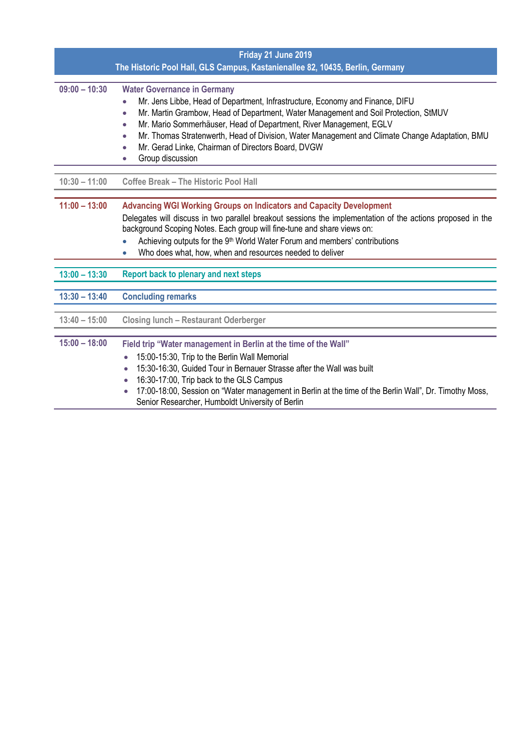**Friday 21 June 2019**
**The Historic Pool Hall, GLS Campus, Kastanienallee 82, 10435, Berlin, Germany**

**09:00 – 10:30** **Water Governance in Germany**

- Mr. Jens Libbe, Head of Department, Infrastructure, Economy and Finance, DIFU
- Mr. Martin Grambow, Head of Department, Water Management and Soil Protection, StMUV
- Mr. Mario Sommerhäuser, Head of Department, River Management, EGLV
- Mr. Thomas Stratenwerth, Head of Division, Water Management and Climate Change Adaptation, BMU
- Mr. Gerad Linke, Chairman of Directors Board, DVGW
- Group discussion

**10:30 – 11:00** **Coffee Break – The Historic Pool Hall**

**11:00 – 13:00** **Advancing WGI Working Groups on Indicators and Capacity Development**

Delegates will discuss in two parallel breakout sessions the implementation of the actions proposed in the background Scoping Notes. Each group will fine-tune and share views on:

- Achieving outputs for the 9th World Water Forum and members' contributions
- Who does what, how, when and resources needed to deliver

**13:00 – 13:30** **Report back to plenary and next steps**

**13:30 – 13:40** **Concluding remarks**

**13:40 – 15:00** **Closing lunch – Restaurant Oderberger**

**15:00 – 18:00** **Field trip "Water management in Berlin at the time of the Wall"**

- 15:00-15:30, Trip to the Berlin Wall Memorial
- 15:30-16:30, Guided Tour in Bernauer Strasse after the Wall was built
- 16:30-17:00, Trip back to the GLS Campus
- 17:00-18:00, Session on "Water management in Berlin at the time of the Berlin Wall", Dr. Timothy Moss, Senior Researcher, Humboldt University of Berlin